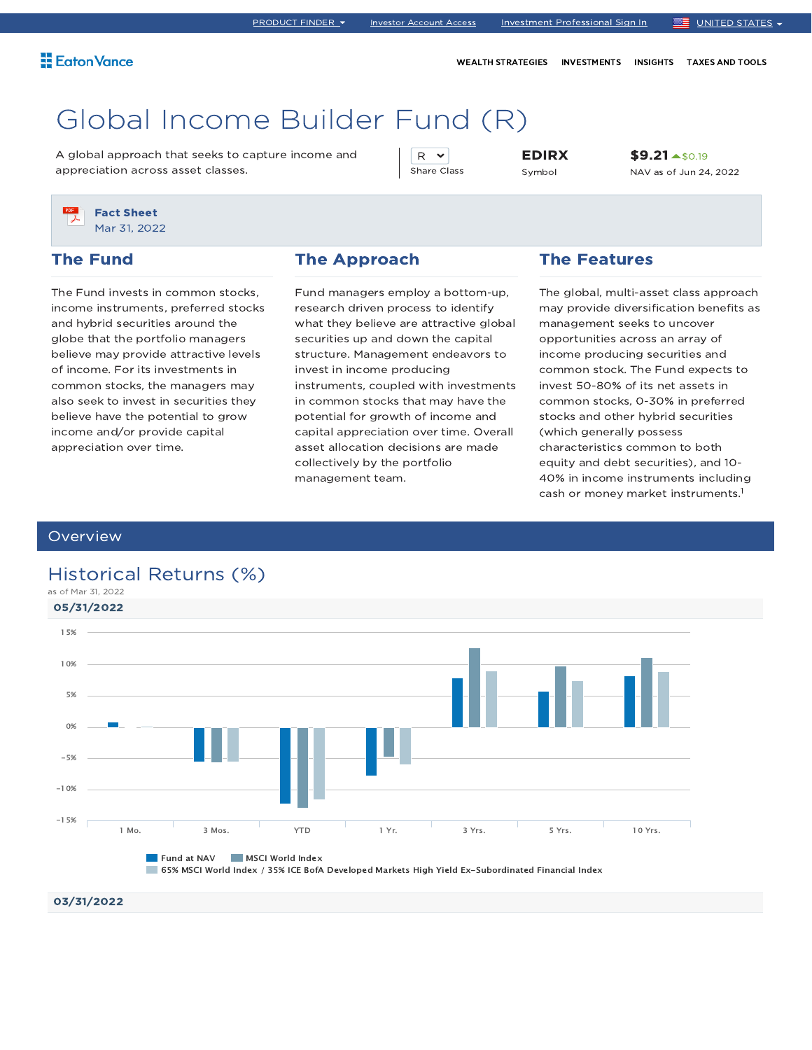PRODUCT FINDER | Investor Account Access | Investment Professional Sign In | UNITED STATES

Eaton Vance

WEALTH STRATEGIES | INVESTMENTS | INSIGHTS | TAXES AND TOOLS

# Global Income Builder Fund (R)

A global approach that seeks to capture income and appreciation across asset classes.

| R | EDIRX | $9.21 ▲ $0.19 |
|---|---|---|
| Share Class | Symbol | NAV as of Jun 24, 2022 |

**Fact Sheet**
Mar 31, 2022

## The Fund

The Fund invests in common stocks, income instruments, preferred stocks and hybrid securities around the globe that the portfolio managers believe may provide attractive levels of income. For its investments in common stocks, the managers may also seek to invest in securities they believe have the potential to grow income and/or provide capital appreciation over time.

## The Approach

Fund managers employ a bottom-up, research driven process to identify what they believe are attractive global securities up and down the capital structure. Management endeavors to invest in income producing instruments, coupled with investments in common stocks that may have the potential for growth of income and capital appreciation over time. Overall asset allocation decisions are made collectively by the portfolio management team.

## The Features

The global, multi-asset class approach may provide diversification benefits as management seeks to uncover opportunities across an array of income producing securities and common stock. The Fund expects to invest 50-80% of its net assets in common stocks, 0-30% in preferred stocks and other hybrid securities (which generally possess characteristics common to both equity and debt securities), and 10-40% in income instruments including cash or money market instruments.[1]

## Overview

### Historical Returns (%)

as of Mar 31, 2022

**05/31/2022**

Chart axis: 15%, 10%, 5%, 0%, −5%, −10%, −15%

Categories: 1 Mo. | 3 Mos. | YTD | 1 Yr. | 3 Yrs. | 5 Yrs. | 10 Yrs.

Legend: Fund at NAV | MSCI World Index | 65% MSCI World Index / 35% ICE BofA Developed Markets High Yield Ex-Subordinated Financial Index

**03/31/2022**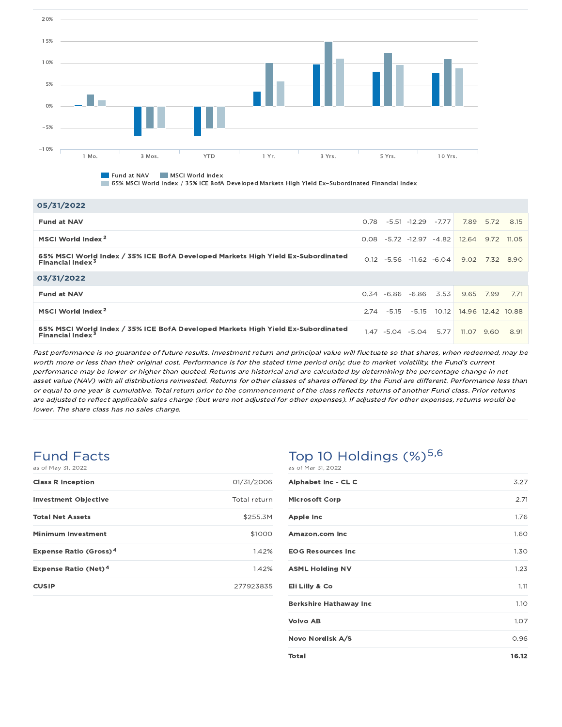| | | | | | | | |
|---|---|---|---|---|---|---|---|
| **05/31/2022** | | | | | | | |
| **Fund at NAV** | 0.78 | -5.51 | -12.29 | -7.77 | 7.89 | 5.72 | 8.15 |
| **MSCI World Index** [2] | 0.08 | -5.72 | -12.97 | -4.82 | 12.64 | 9.72 | 11.05 |
| **65% MSCI World Index / 35% ICE BofA Developed Markets High Yield Ex-Subordinated Financial Index** [3] | 0.12 | -5.56 | -11.62 | -6.04 | 9.02 | 7.32 | 8.90 |
| **03/31/2022** | | | | | | | |
| **Fund at NAV** | 0.34 | -6.86 | -6.86 | 3.53 | 9.65 | 7.99 | 7.71 |
| **MSCI World Index** [2] | 2.74 | -5.15 | -5.15 | 10.12 | 14.96 | 12.42 | 10.88 |
| **65% MSCI World Index / 35% ICE BofA Developed Markets High Yield Ex-Subordinated Financial Index** [3] | 1.47 | -5.04 | -5.04 | 5.77 | 11.07 | 9.60 | 8.91 |

*Past performance is no guarantee of future results. Investment return and principal value will fluctuate so that shares, when redeemed, may be worth more or less than their original cost. Performance is for the stated time period only; due to market volatility, the Fund's current performance may be lower or higher than quoted. Returns are historical and are calculated by determining the percentage change in net asset value (NAV) with all distributions reinvested. Returns for other classes of shares offered by the Fund are different. Performance less than or equal to one year is cumulative. Total return prior to the commencement of the class reflects returns of another Fund class. Prior returns are adjusted to reflect applicable sales charge (but were not adjusted for other expenses). If adjusted for other expenses, returns would be lower. The share class has no sales charge.*

## Fund Facts

as of May 31, 2022

| | |
|---|---|
| **Class R Inception** | 01/31/2006 |
| **Investment Objective** | Total return |
| **Total Net Assets** | $255.3M |
| **Minimum Investment** | $1000 |
| **Expense Ratio (Gross)** [4] | 1.42% |
| **Expense Ratio (Net)** [4] | 1.42% |
| **CUSIP** | 277923835 |

## Top 10 Holdings (%)[5,6]

as of Mar 31, 2022

| | |
|---|---|
| **Alphabet Inc - CL C** | 3.27 |
| **Microsoft Corp** | 2.71 |
| **Apple Inc** | 1.76 |
| **Amazon.com Inc** | 1.60 |
| **EOG Resources Inc** | 1.30 |
| **ASML Holding NV** | 1.23 |
| **Eli Lilly & Co** | 1.11 |
| **Berkshire Hathaway Inc** | 1.10 |
| **Volvo AB** | 1.07 |
| **Novo Nordisk A/S** | 0.96 |
| **Total** | **16.12** |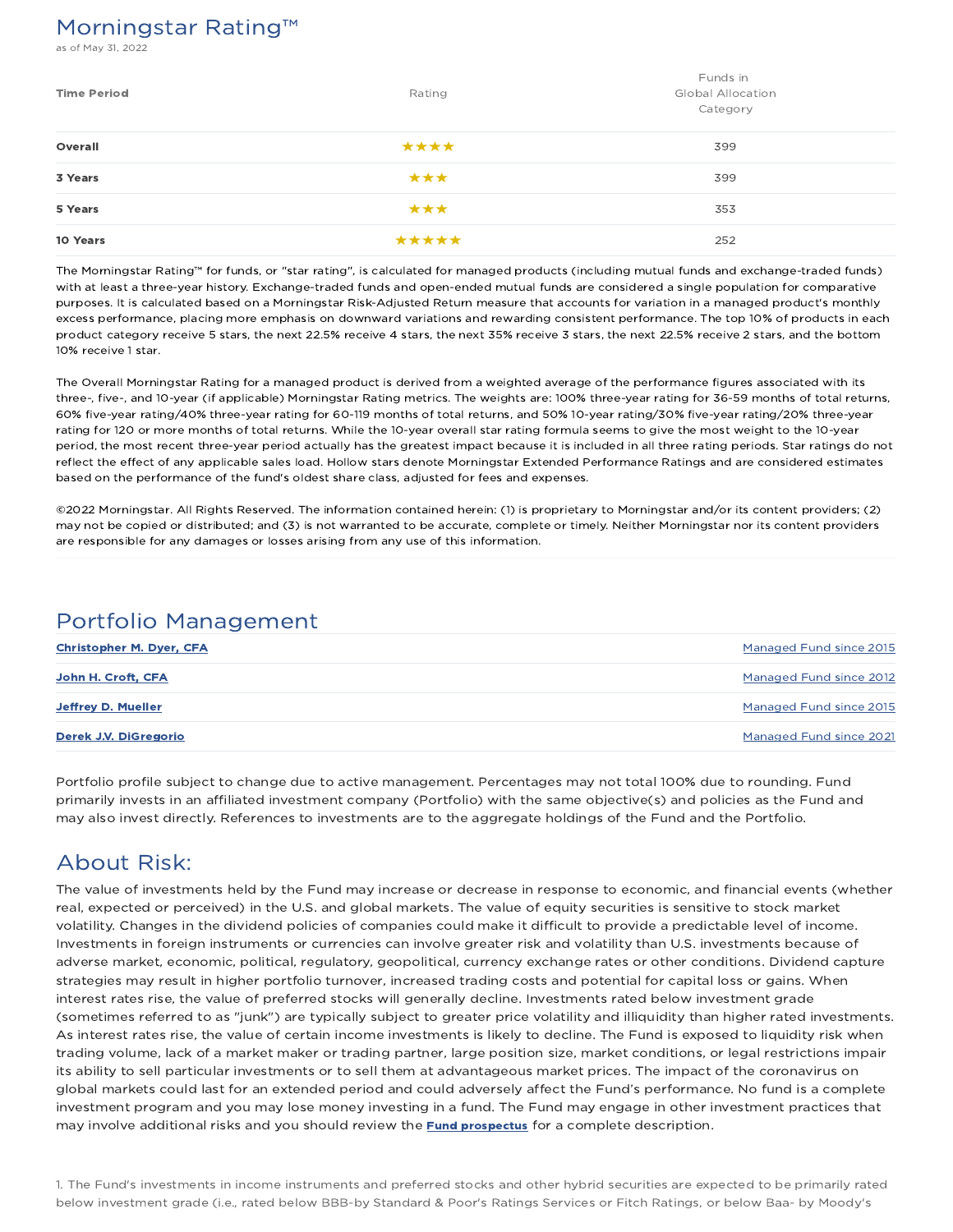## Morningstar Rating™

as of May 31, 2022

| Time Period | Rating | Funds in Global Allocation Category |
|---|---|---|
| **Overall** | ★★★★ | 399 |
| **3 Years** | ★★★ | 399 |
| **5 Years** | ★★★ | 353 |
| **10 Years** | ★★★★★ | 252 |

The Morningstar Rating™ for funds, or "star rating", is calculated for managed products (including mutual funds and exchange-traded funds) with at least a three-year history. Exchange-traded funds and open-ended mutual funds are considered a single population for comparative purposes. It is calculated based on a Morningstar Risk-Adjusted Return measure that accounts for variation in a managed product's monthly excess performance, placing more emphasis on downward variations and rewarding consistent performance. The top 10% of products in each product category receive 5 stars, the next 22.5% receive 4 stars, the next 35% receive 3 stars, the next 22.5% receive 2 stars, and the bottom 10% receive 1 star.

The Overall Morningstar Rating for a managed product is derived from a weighted average of the performance figures associated with its three-, five-, and 10-year (if applicable) Morningstar Rating metrics. The weights are: 100% three-year rating for 36-59 months of total returns, 60% five-year rating/40% three-year rating for 60-119 months of total returns, and 50% 10-year rating/30% five-year rating/20% three-year rating for 120 or more months of total returns. While the 10-year overall star rating formula seems to give the most weight to the 10-year period, the most recent three-year period actually has the greatest impact because it is included in all three rating periods. Star ratings do not reflect the effect of any applicable sales load. Hollow stars denote Morningstar Extended Performance Ratings and are considered estimates based on the performance of the fund's oldest share class, adjusted for fees and expenses.

©2022 Morningstar. All Rights Reserved. The information contained herein: (1) is proprietary to Morningstar and/or its content providers; (2) may not be copied or distributed; and (3) is not warranted to be accurate, complete or timely. Neither Morningstar nor its content providers are responsible for any damages or losses arising from any use of this information.

## Portfolio Management

| | |
|---|---|
| **Christopher M. Dyer, CFA** | Managed Fund since 2015 |
| **John H. Croft, CFA** | Managed Fund since 2012 |
| **Jeffrey D. Mueller** | Managed Fund since 2015 |
| **Derek J.V. DiGregorio** | Managed Fund since 2021 |

Portfolio profile subject to change due to active management. Percentages may not total 100% due to rounding. Fund primarily invests in an affiliated investment company (Portfolio) with the same objective(s) and policies as the Fund and may also invest directly. References to investments are to the aggregate holdings of the Fund and the Portfolio.

## About Risk:

The value of investments held by the Fund may increase or decrease in response to economic, and financial events (whether real, expected or perceived) in the U.S. and global markets. The value of equity securities is sensitive to stock market volatility. Changes in the dividend policies of companies could make it difficult to provide a predictable level of income. Investments in foreign instruments or currencies can involve greater risk and volatility than U.S. investments because of adverse market, economic, political, regulatory, geopolitical, currency exchange rates or other conditions. Dividend capture strategies may result in higher portfolio turnover, increased trading costs and potential for capital loss or gains. When interest rates rise, the value of preferred stocks will generally decline. Investments rated below investment grade (sometimes referred to as "junk") are typically subject to greater price volatility and illiquidity than higher rated investments. As interest rates rise, the value of certain income investments is likely to decline. The Fund is exposed to liquidity risk when trading volume, lack of a market maker or trading partner, large position size, market conditions, or legal restrictions impair its ability to sell particular investments or to sell them at advantageous market prices. The impact of the coronavirus on global markets could last for an extended period and could adversely affect the Fund's performance. No fund is a complete investment program and you may lose money investing in a fund. The Fund may engage in other investment practices that may involve additional risks and you should review the **Fund prospectus** for a complete description.

1. The Fund's investments in income instruments and preferred stocks and other hybrid securities are expected to be primarily rated below investment grade (i.e., rated below BBB-by Standard & Poor's Ratings Services or Fitch Ratings, or below Baa- by Moody's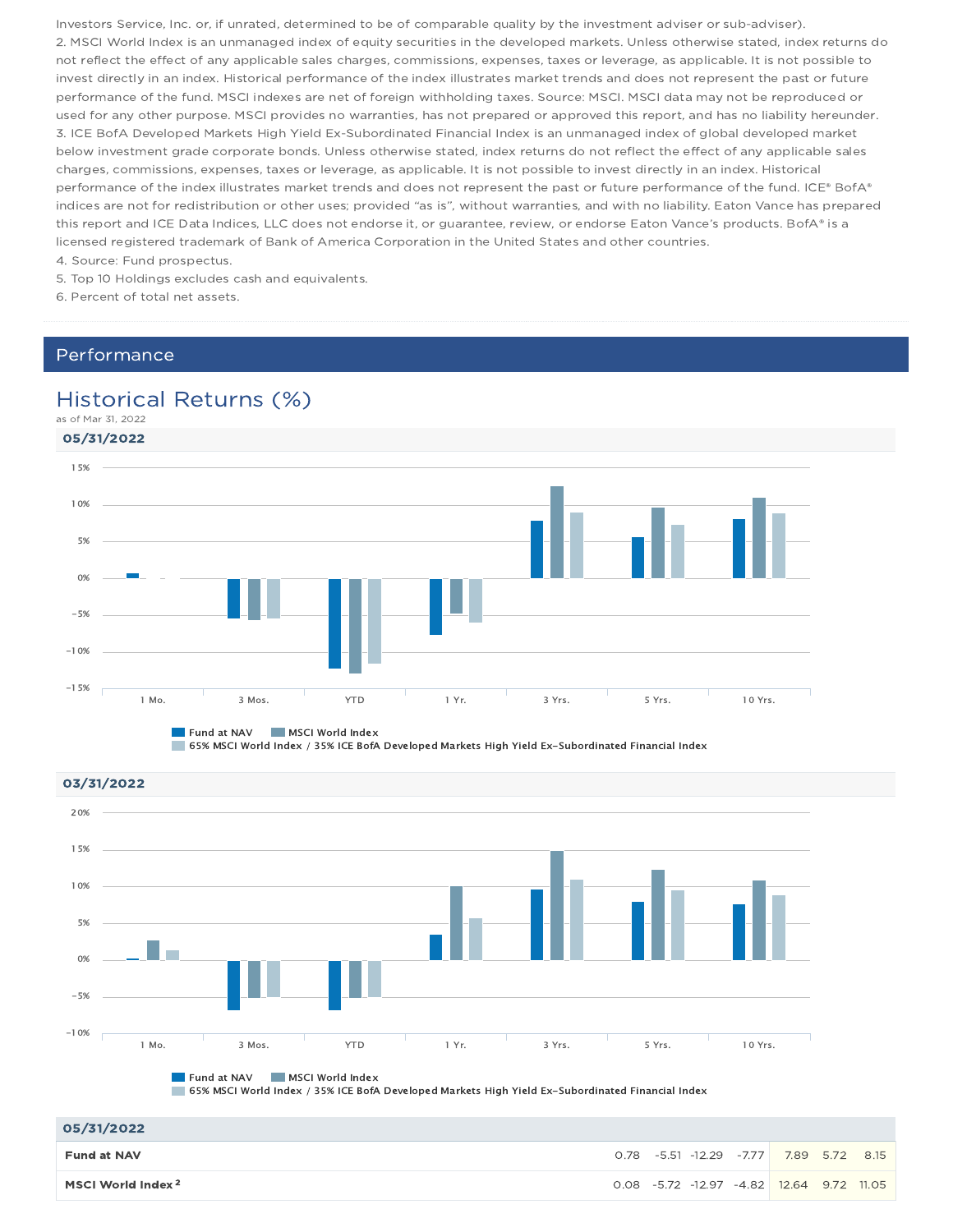Investors Service, Inc. or, if unrated, determined to be of comparable quality by the investment adviser or sub-adviser).

2. MSCI World Index is an unmanaged index of equity securities in the developed markets. Unless otherwise stated, index returns do not reflect the effect of any applicable sales charges, commissions, expenses, taxes or leverage, as applicable. It is not possible to invest directly in an index. Historical performance of the index illustrates market trends and does not represent the past or future performance of the fund. MSCI indexes are net of foreign withholding taxes. Source: MSCI. MSCI data may not be reproduced or used for any other purpose. MSCI provides no warranties, has not prepared or approved this report, and has no liability hereunder.

3. ICE BofA Developed Markets High Yield Ex-Subordinated Financial Index is an unmanaged index of global developed market below investment grade corporate bonds. Unless otherwise stated, index returns do not reflect the effect of any applicable sales charges, commissions, expenses, taxes or leverage, as applicable. It is not possible to invest directly in an index. Historical performance of the index illustrates market trends and does not represent the past or future performance of the fund. ICE® BofA® indices are not for redistribution or other uses; provided "as is", without warranties, and with no liability. Eaton Vance has prepared this report and ICE Data Indices, LLC does not endorse it, or guarantee, review, or endorse Eaton Vance's products. BofA® is a licensed registered trademark of Bank of America Corporation in the United States and other countries.

4. Source: Fund prospectus.

5. Top 10 Holdings excludes cash and equivalents.

6. Percent of total net assets.

## Performance

### Historical Returns (%)

as of Mar 31, 2022

**05/31/2022**

Fund at NAV | MSCI World Index | 65% MSCI World Index / 35% ICE BofA Developed Markets High Yield Ex-Subordinated Financial Index

**03/31/2022**

Fund at NAV | MSCI World Index | 65% MSCI World Index / 35% ICE BofA Developed Markets High Yield Ex-Subordinated Financial Index

**05/31/2022**

| | 1 Mo. | 3 Mos. | YTD | 1 Yr. | 3 Yrs. | 5 Yrs. | 10 Yrs. |
|---|---|---|---|---|---|---|---|
| **Fund at NAV** | 0.78 | -5.51 | -12.29 | -7.77 | 7.89 | 5.72 | 8.15 |
| **MSCI World Index** [2] | 0.08 | -5.72 | -12.97 | -4.82 | 12.64 | 9.72 | 11.05 |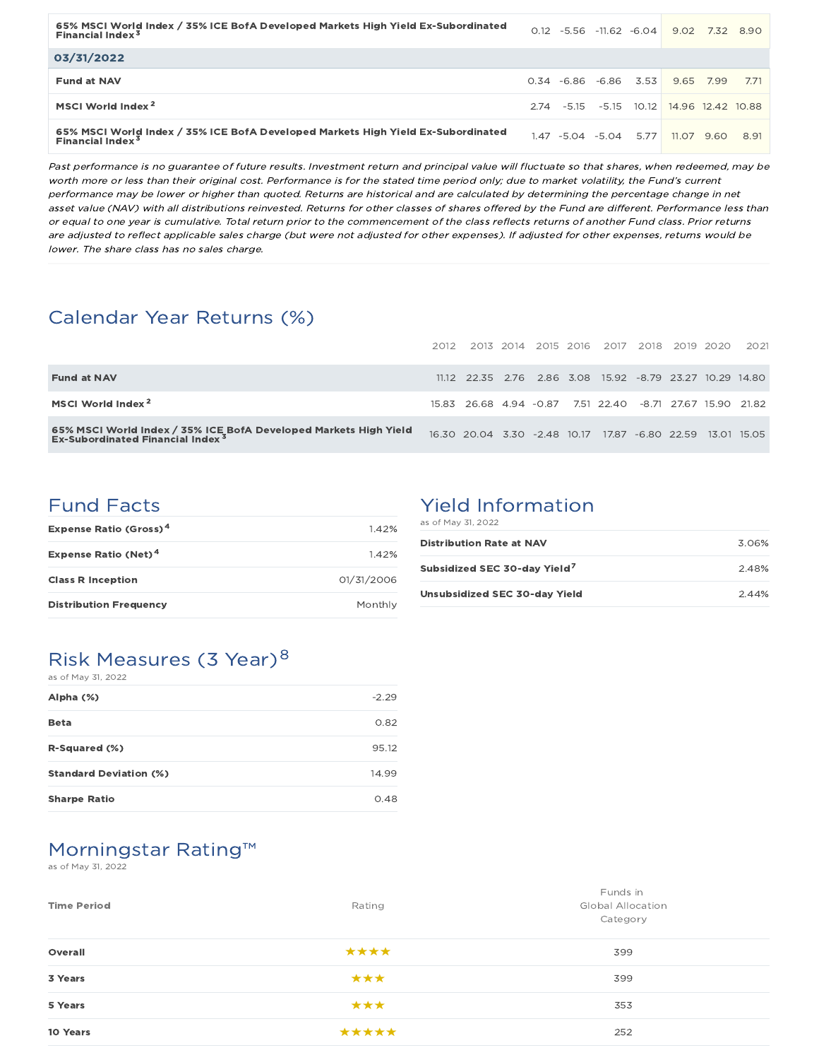| | | | | | | | |
|---|---|---|---|---|---|---|---|
| 65% MSCI World Index / 35% ICE BofA Developed Markets High Yield Ex-Subordinated Financial Index[3] | 0.12 | -5.56 | -11.62 | -6.04 | 9.02 | 7.32 | 8.90 |
| **03/31/2022** | | | | | | | |
| Fund at NAV | 0.34 | -6.86 | -6.86 | 3.53 | 9.65 | 7.99 | 7.71 |
| MSCI World Index[2] | 2.74 | -5.15 | -5.15 | 10.12 | 14.96 | 12.42 | 10.88 |
| 65% MSCI World Index / 35% ICE BofA Developed Markets High Yield Ex-Subordinated Financial Index[3] | 1.47 | -5.04 | -5.04 | 5.77 | 11.07 | 9.60 | 8.91 |

*Past performance is no guarantee of future results. Investment return and principal value will fluctuate so that shares, when redeemed, may be worth more or less than their original cost. Performance is for the stated time period only; due to market volatility, the Fund's current performance may be lower or higher than quoted. Returns are historical and are calculated by determining the percentage change in net asset value (NAV) with all distributions reinvested. Returns for other classes of shares offered by the Fund are different. Performance less than or equal to one year is cumulative. Total return prior to the commencement of the class reflects returns of another Fund class. Prior returns are adjusted to reflect applicable sales charge (but were not adjusted for other expenses). If adjusted for other expenses, returns would be lower. The share class has no sales charge.*

## Calendar Year Returns (%)

| | 2012 | 2013 | 2014 | 2015 | 2016 | 2017 | 2018 | 2019 | 2020 | 2021 |
|---|---|---|---|---|---|---|---|---|---|---|
| **Fund at NAV** | 11.12 | 22.35 | 2.76 | 2.86 | 3.08 | 15.92 | -8.79 | 23.27 | 10.29 | 14.80 |
| **MSCI World Index**[2] | 15.83 | 26.68 | 4.94 | -0.87 | 7.51 | 22.40 | -8.71 | 27.67 | 15.90 | 21.82 |
| **65% MSCI World Index / 35% ICE BofA Developed Markets High Yield Ex-Subordinated Financial Index**[3] | 16.30 | 20.04 | 3.30 | -2.48 | 10.17 | 17.87 | -6.80 | 22.59 | 13.01 | 15.05 |

## Fund Facts

| | |
|---|---|
| **Expense Ratio (Gross)**[4] | 1.42% |
| **Expense Ratio (Net)**[4] | 1.42% |
| **Class R Inception** | 01/31/2006 |
| **Distribution Frequency** | Monthly |

## Yield Information

as of May 31, 2022

| | |
|---|---|
| **Distribution Rate at NAV** | 3.06% |
| **Subsidized SEC 30-day Yield**[7] | 2.48% |
| **Unsubsidized SEC 30-day Yield** | 2.44% |

## Risk Measures (3 Year)[8]

as of May 31, 2022

| | |
|---|---|
| **Alpha (%)** | -2.29 |
| **Beta** | 0.82 |
| **R-Squared (%)** | 95.12 |
| **Standard Deviation (%)** | 14.99 |
| **Sharpe Ratio** | 0.48 |

## Morningstar Rating™

as of May 31, 2022

| Time Period | Rating | Funds in Global Allocation Category |
|---|---|---|
| **Overall** | ★★★★ | 399 |
| **3 Years** | ★★★ | 399 |
| **5 Years** | ★★★ | 353 |
| **10 Years** | ★★★★★ | 252 |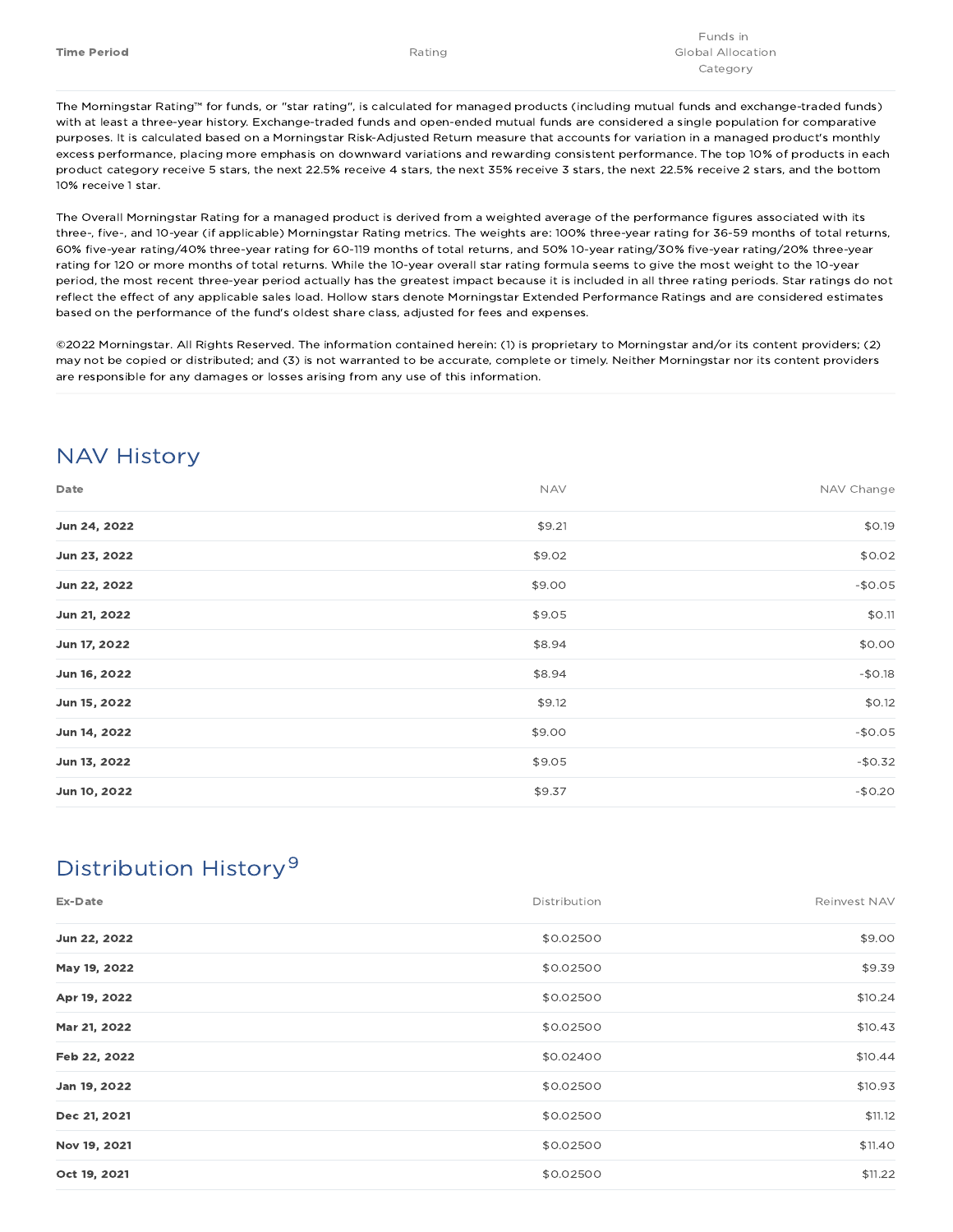| Time Period | Rating | Funds in Global Allocation Category |
|---|---|---|

The Morningstar Rating™ for funds, or "star rating", is calculated for managed products (including mutual funds and exchange-traded funds) with at least a three-year history. Exchange-traded funds and open-ended mutual funds are considered a single population for comparative purposes. It is calculated based on a Morningstar Risk-Adjusted Return measure that accounts for variation in a managed product's monthly excess performance, placing more emphasis on downward variations and rewarding consistent performance. The top 10% of products in each product category receive 5 stars, the next 22.5% receive 4 stars, the next 35% receive 3 stars, the next 22.5% receive 2 stars, and the bottom 10% receive 1 star.

The Overall Morningstar Rating for a managed product is derived from a weighted average of the performance figures associated with its three-, five-, and 10-year (if applicable) Morningstar Rating metrics. The weights are: 100% three-year rating for 36-59 months of total returns, 60% five-year rating/40% three-year rating for 60-119 months of total returns, and 50% 10-year rating/30% five-year rating/20% three-year rating for 120 or more months of total returns. While the 10-year overall star rating formula seems to give the most weight to the 10-year period, the most recent three-year period actually has the greatest impact because it is included in all three rating periods. Star ratings do not reflect the effect of any applicable sales load. Hollow stars denote Morningstar Extended Performance Ratings and are considered estimates based on the performance of the fund's oldest share class, adjusted for fees and expenses.

©2022 Morningstar. All Rights Reserved. The information contained herein: (1) is proprietary to Morningstar and/or its content providers; (2) may not be copied or distributed; and (3) is not warranted to be accurate, complete or timely. Neither Morningstar nor its content providers are responsible for any damages or losses arising from any use of this information.

## NAV History

| Date | NAV | NAV Change |
|---|---|---|
| **Jun 24, 2022** | $9.21 | $0.19 |
| **Jun 23, 2022** | $9.02 | $0.02 |
| **Jun 22, 2022** | $9.00 | -$0.05 |
| **Jun 21, 2022** | $9.05 | $0.11 |
| **Jun 17, 2022** | $8.94 | $0.00 |
| **Jun 16, 2022** | $8.94 | -$0.18 |
| **Jun 15, 2022** | $9.12 | $0.12 |
| **Jun 14, 2022** | $9.00 | -$0.05 |
| **Jun 13, 2022** | $9.05 | -$0.32 |
| **Jun 10, 2022** | $9.37 | -$0.20 |

## Distribution History[9]

| Ex-Date | Distribution | Reinvest NAV |
|---|---|---|
| **Jun 22, 2022** | $0.02500 | $9.00 |
| **May 19, 2022** | $0.02500 | $9.39 |
| **Apr 19, 2022** | $0.02500 | $10.24 |
| **Mar 21, 2022** | $0.02500 | $10.43 |
| **Feb 22, 2022** | $0.02400 | $10.44 |
| **Jan 19, 2022** | $0.02500 | $10.93 |
| **Dec 21, 2021** | $0.02500 | $11.12 |
| **Nov 19, 2021** | $0.02500 | $11.40 |
| **Oct 19, 2021** | $0.02500 | $11.22 |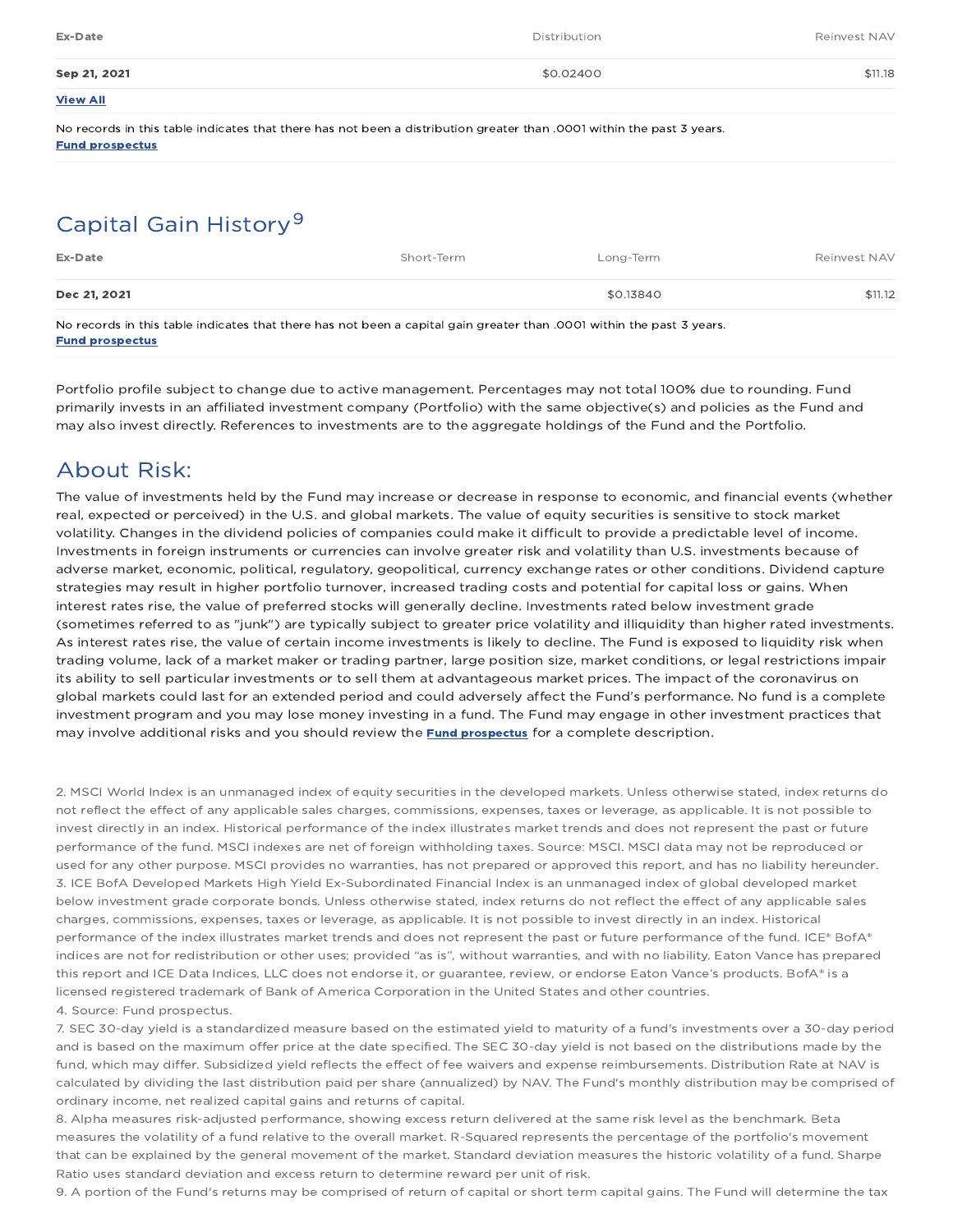| Ex-Date | Distribution | Reinvest NAV |
|---|---|---|
| **Sep 21, 2021** | $0.02400 | $11.18 |

**View All**

No records in this table indicates that there has not been a distribution greater than .0001 within the past 3 years.
**Fund prospectus**

## Capital Gain History[9]

| Ex-Date | Short-Term | Long-Term | Reinvest NAV |
|---|---|---|---|
| **Dec 21, 2021** | | $0.13840 | $11.12 |

No records in this table indicates that there has not been a capital gain greater than .0001 within the past 3 years.
**Fund prospectus**

Portfolio profile subject to change due to active management. Percentages may not total 100% due to rounding. Fund primarily invests in an affiliated investment company (Portfolio) with the same objective(s) and policies as the Fund and may also invest directly. References to investments are to the aggregate holdings of the Fund and the Portfolio.

## About Risk:

The value of investments held by the Fund may increase or decrease in response to economic, and financial events (whether real, expected or perceived) in the U.S. and global markets. The value of equity securities is sensitive to stock market volatility. Changes in the dividend policies of companies could make it difficult to provide a predictable level of income. Investments in foreign instruments or currencies can involve greater risk and volatility than U.S. investments because of adverse market, economic, political, regulatory, geopolitical, currency exchange rates or other conditions. Dividend capture strategies may result in higher portfolio turnover, increased trading costs and potential for capital loss or gains. When interest rates rise, the value of preferred stocks will generally decline. Investments rated below investment grade (sometimes referred to as "junk") are typically subject to greater price volatility and illiquidity than higher rated investments. As interest rates rise, the value of certain income investments is likely to decline. The Fund is exposed to liquidity risk when trading volume, lack of a market maker or trading partner, large position size, market conditions, or legal restrictions impair its ability to sell particular investments or to sell them at advantageous market prices. The impact of the coronavirus on global markets could last for an extended period and could adversely affect the Fund's performance. No fund is a complete investment program and you may lose money investing in a fund. The Fund may engage in other investment practices that may involve additional risks and you should review the **Fund prospectus** for a complete description.

2. MSCI World Index is an unmanaged index of equity securities in the developed markets. Unless otherwise stated, index returns do not reflect the effect of any applicable sales charges, commissions, expenses, taxes or leverage, as applicable. It is not possible to invest directly in an index. Historical performance of the index illustrates market trends and does not represent the past or future performance of the fund. MSCI indexes are net of foreign withholding taxes. Source: MSCI. MSCI data may not be reproduced or used for any other purpose. MSCI provides no warranties, has not prepared or approved this report, and has no liability hereunder.
3. ICE BofA Developed Markets High Yield Ex-Subordinated Financial Index is an unmanaged index of global developed market below investment grade corporate bonds. Unless otherwise stated, index returns do not reflect the effect of any applicable sales charges, commissions, expenses, taxes or leverage, as applicable. It is not possible to invest directly in an index. Historical performance of the index illustrates market trends and does not represent the past or future performance of the fund. ICE® BofA® indices are not for redistribution or other uses; provided "as is", without warranties, and with no liability. Eaton Vance has prepared this report and ICE Data Indices, LLC does not endorse it, or guarantee, review, or endorse Eaton Vance's products. BofA® is a licensed registered trademark of Bank of America Corporation in the United States and other countries.
4. Source: Fund prospectus.
7. SEC 30-day yield is a standardized measure based on the estimated yield to maturity of a fund's investments over a 30-day period and is based on the maximum offer price at the date specified. The SEC 30-day yield is not based on the distributions made by the fund, which may differ. Subsidized yield reflects the effect of fee waivers and expense reimbursements. Distribution Rate at NAV is calculated by dividing the last distribution paid per share (annualized) by NAV. The Fund's monthly distribution may be comprised of ordinary income, net realized capital gains and returns of capital.
8. Alpha measures risk-adjusted performance, showing excess return delivered at the same risk level as the benchmark. Beta measures the volatility of a fund relative to the overall market. R-Squared represents the percentage of the portfolio's movement that can be explained by the general movement of the market. Standard deviation measures the historic volatility of a fund. Sharpe Ratio uses standard deviation and excess return to determine reward per unit of risk.
9. A portion of the Fund's returns may be comprised of return of capital or short term capital gains. The Fund will determine the tax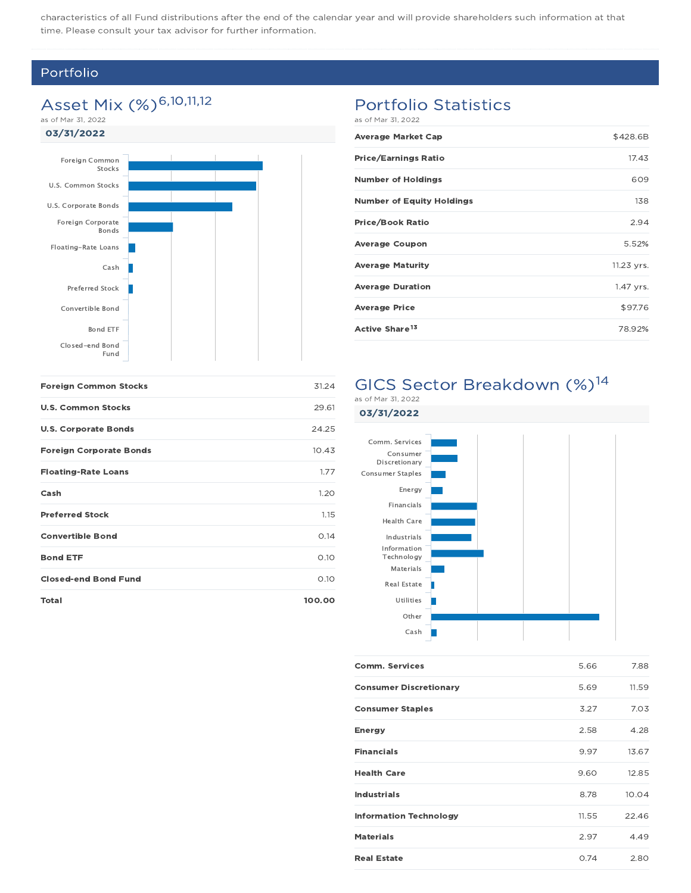characteristics of all Fund distributions after the end of the calendar year and will provide shareholders such information at that time. Please consult your tax advisor for further information.

## Portfolio

### Asset Mix (%)[6,10,11,12]

as of Mar 31, 2022

**03/31/2022**

| | |
|---|---|
| **Foreign Common Stocks** | 31.24 |
| **U.S. Common Stocks** | 29.61 |
| **U.S. Corporate Bonds** | 24.25 |
| **Foreign Corporate Bonds** | 10.43 |
| **Floating-Rate Loans** | 1.77 |
| **Cash** | 1.20 |
| **Preferred Stock** | 1.15 |
| **Convertible Bond** | 0.14 |
| **Bond ETF** | 0.10 |
| **Closed-end Bond Fund** | 0.10 |
| **Total** | **100.00** |

### Portfolio Statistics

as of Mar 31, 2022

| | |
|---|---|
| **Average Market Cap** | $428.6B |
| **Price/Earnings Ratio** | 17.43 |
| **Number of Holdings** | 609 |
| **Number of Equity Holdings** | 138 |
| **Price/Book Ratio** | 2.94 |
| **Average Coupon** | 5.52% |
| **Average Maturity** | 11.23 yrs. |
| **Average Duration** | 1.47 yrs. |
| **Average Price** | $97.76 |
| **Active Share**[13] | 78.92% |

### GICS Sector Breakdown (%)[14]

as of Mar 31, 2022

**03/31/2022**

| | | |
|---|---|---|
| **Comm. Services** | 5.66 | 7.88 |
| **Consumer Discretionary** | 5.69 | 11.59 |
| **Consumer Staples** | 3.27 | 7.03 |
| **Energy** | 2.58 | 4.28 |
| **Financials** | 9.97 | 13.67 |
| **Health Care** | 9.60 | 12.85 |
| **Industrials** | 8.78 | 10.04 |
| **Information Technology** | 11.55 | 22.46 |
| **Materials** | 2.97 | 4.49 |
| **Real Estate** | 0.74 | 2.80 |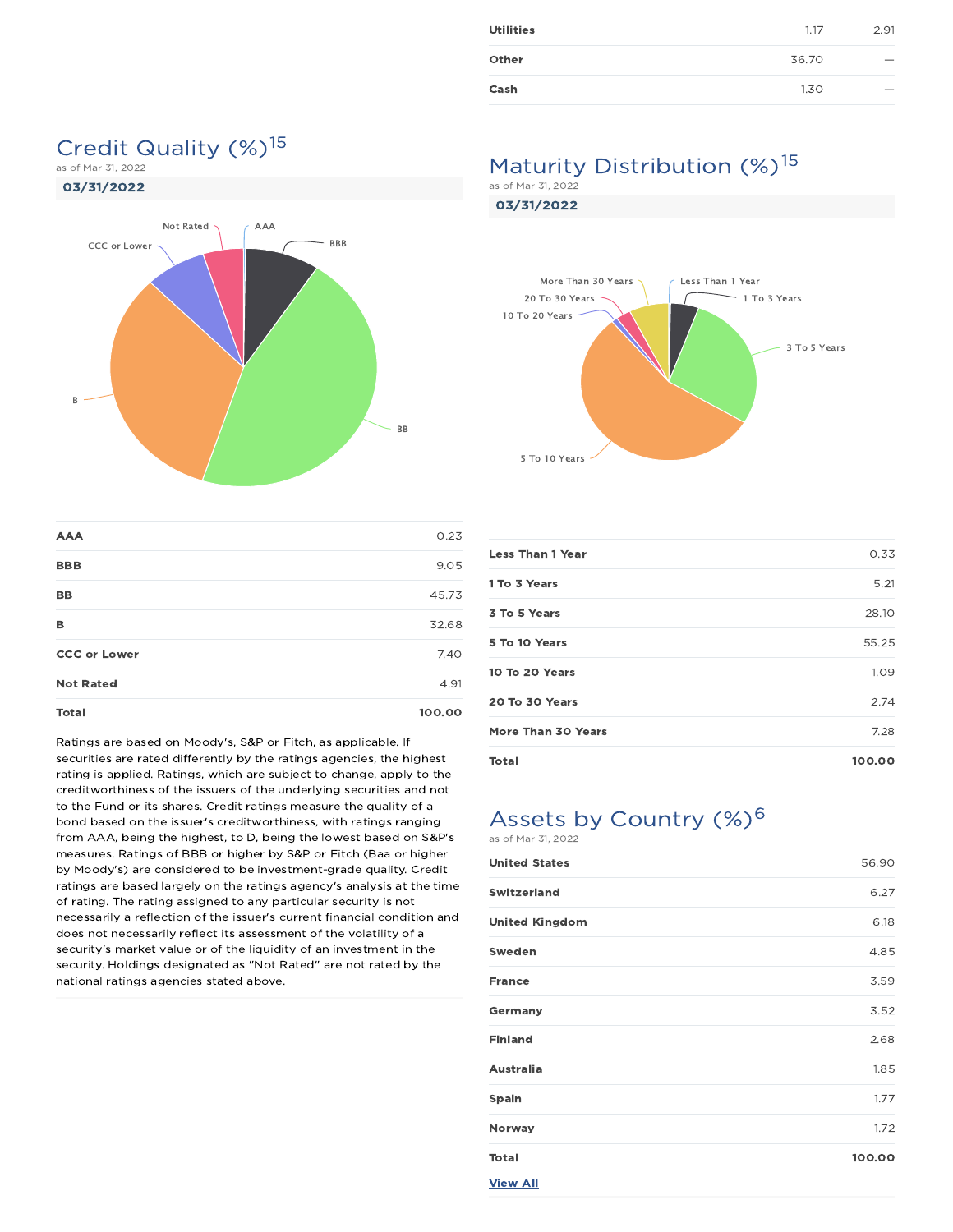| | | |
|---|---|---|
| Utilities | 1.17 | 2.91 |
| Other | 36.70 | — |
| Cash | 1.30 | — |

## Credit Quality (%)[15]

as of Mar 31, 2022

**03/31/2022**

| | |
|---|---|
| AAA | 0.23 |
| BBB | 9.05 |
| BB | 45.73 |
| B | 32.68 |
| CCC or Lower | 7.40 |
| Not Rated | 4.91 |
| **Total** | **100.00** |

Ratings are based on Moody's, S&P or Fitch, as applicable. If securities are rated differently by the ratings agencies, the highest rating is applied. Ratings, which are subject to change, apply to the creditworthiness of the issuers of the underlying securities and not to the Fund or its shares. Credit ratings measure the quality of a bond based on the issuer's creditworthiness, with ratings ranging from AAA, being the highest, to D, being the lowest based on S&P's measures. Ratings of BBB or higher by S&P or Fitch (Baa or higher by Moody's) are considered to be investment-grade quality. Credit ratings are based largely on the ratings agency's analysis at the time of rating. The rating assigned to any particular security is not necessarily a reflection of the issuer's current financial condition and does not necessarily reflect its assessment of the volatility of a security's market value or of the liquidity of an investment in the security. Holdings designated as "Not Rated" are not rated by the national ratings agencies stated above.

## Maturity Distribution (%)[15]

as of Mar 31, 2022

**03/31/2022**

| | |
|---|---|
| Less Than 1 Year | 0.33 |
| 1 To 3 Years | 5.21 |
| 3 To 5 Years | 28.10 |
| 5 To 10 Years | 55.25 |
| 10 To 20 Years | 1.09 |
| 20 To 30 Years | 2.74 |
| More Than 30 Years | 7.28 |
| **Total** | **100.00** |

## Assets by Country (%)[6]

as of Mar 31, 2022

| | |
|---|---|
| United States | 56.90 |
| Switzerland | 6.27 |
| United Kingdom | 6.18 |
| Sweden | 4.85 |
| France | 3.59 |
| Germany | 3.52 |
| Finland | 2.68 |
| Australia | 1.85 |
| Spain | 1.77 |
| Norway | 1.72 |
| **Total** | **100.00** |

View All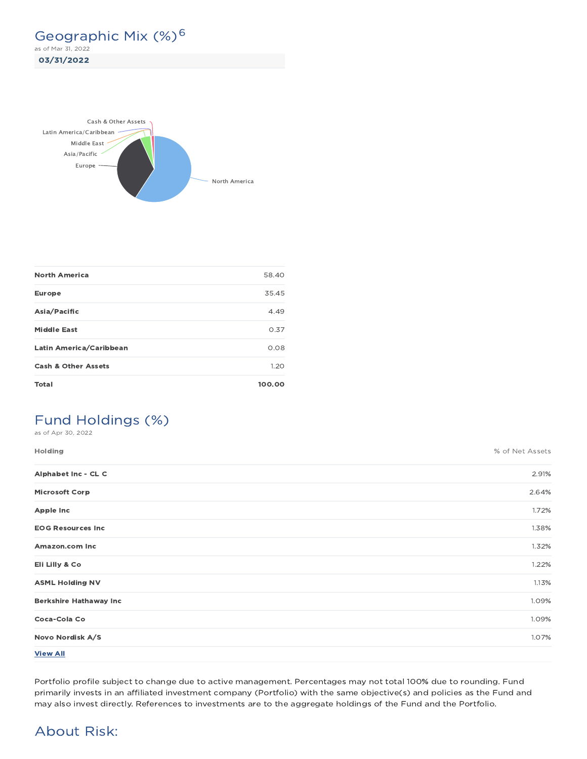## Geographic Mix (%)[6]

as of Mar 31, 2022

**03/31/2022**

| | |
|---|---|
| **North America** | 58.40 |
| **Europe** | 35.45 |
| **Asia/Pacific** | 4.49 |
| **Middle East** | 0.37 |
| **Latin America/Caribbean** | 0.08 |
| **Cash & Other Assets** | 1.20 |
| **Total** | **100.00** |

## Fund Holdings (%)

as of Apr 30, 2022

| Holding | % of Net Assets |
|---|---|
| **Alphabet Inc - CL C** | 2.91% |
| **Microsoft Corp** | 2.64% |
| **Apple Inc** | 1.72% |
| **EOG Resources Inc** | 1.38% |
| **Amazon.com Inc** | 1.32% |
| **Eli Lilly & Co** | 1.22% |
| **ASML Holding NV** | 1.13% |
| **Berkshire Hathaway Inc** | 1.09% |
| **Coca-Cola Co** | 1.09% |
| **Novo Nordisk A/S** | 1.07% |

**View All**

Portfolio profile subject to change due to active management. Percentages may not total 100% due to rounding. Fund primarily invests in an affiliated investment company (Portfolio) with the same objective(s) and policies as the Fund and may also invest directly. References to investments are to the aggregate holdings of the Fund and the Portfolio.

## About Risk: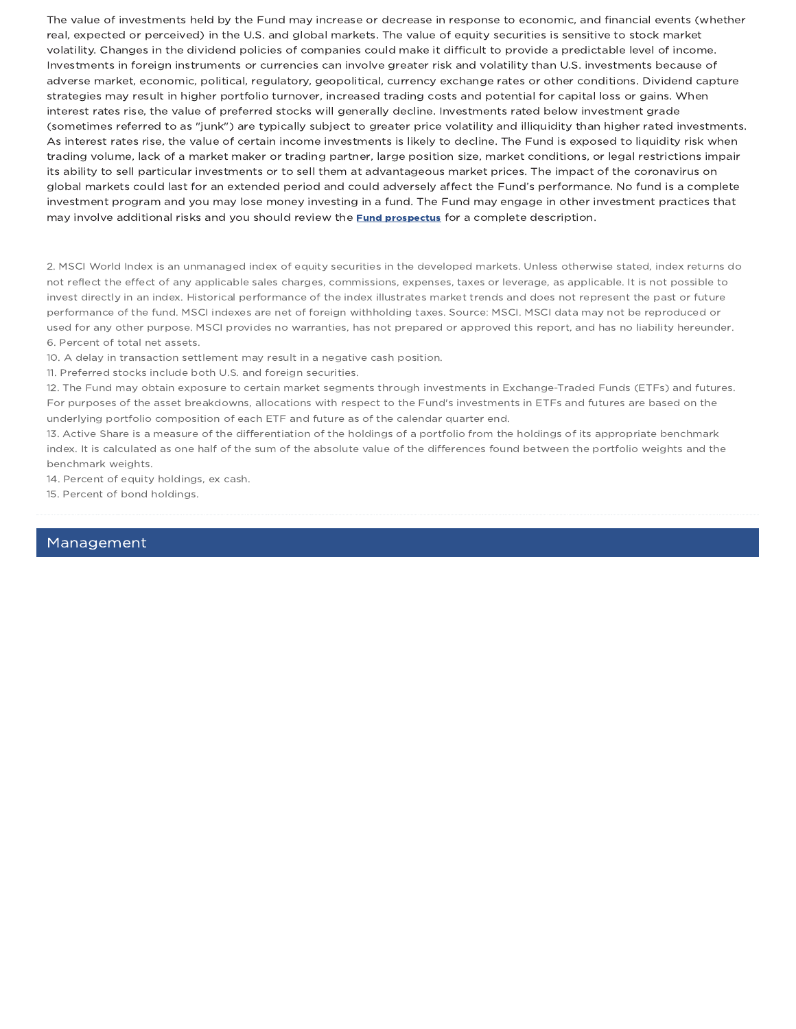The value of investments held by the Fund may increase or decrease in response to economic, and financial events (whether real, expected or perceived) in the U.S. and global markets. The value of equity securities is sensitive to stock market volatility. Changes in the dividend policies of companies could make it difficult to provide a predictable level of income. Investments in foreign instruments or currencies can involve greater risk and volatility than U.S. investments because of adverse market, economic, political, regulatory, geopolitical, currency exchange rates or other conditions. Dividend capture strategies may result in higher portfolio turnover, increased trading costs and potential for capital loss or gains. When interest rates rise, the value of preferred stocks will generally decline. Investments rated below investment grade (sometimes referred to as "junk") are typically subject to greater price volatility and illiquidity than higher rated investments. As interest rates rise, the value of certain income investments is likely to decline. The Fund is exposed to liquidity risk when trading volume, lack of a market maker or trading partner, large position size, market conditions, or legal restrictions impair its ability to sell particular investments or to sell them at advantageous market prices. The impact of the coronavirus on global markets could last for an extended period and could adversely affect the Fund's performance. No fund is a complete investment program and you may lose money investing in a fund. The Fund may engage in other investment practices that may involve additional risks and you should review the **Fund prospectus** for a complete description.

2. MSCI World Index is an unmanaged index of equity securities in the developed markets. Unless otherwise stated, index returns do not reflect the effect of any applicable sales charges, commissions, expenses, taxes or leverage, as applicable. It is not possible to invest directly in an index. Historical performance of the index illustrates market trends and does not represent the past or future performance of the fund. MSCI indexes are net of foreign withholding taxes. Source: MSCI. MSCI data may not be reproduced or used for any other purpose. MSCI provides no warranties, has not prepared or approved this report, and has no liability hereunder.
6. Percent of total net assets.
10. A delay in transaction settlement may result in a negative cash position.
11. Preferred stocks include both U.S. and foreign securities.
12. The Fund may obtain exposure to certain market segments through investments in Exchange-Traded Funds (ETFs) and futures. For purposes of the asset breakdowns, allocations with respect to the Fund's investments in ETFs and futures are based on the underlying portfolio composition of each ETF and future as of the calendar quarter end.
13. Active Share is a measure of the differentiation of the holdings of a portfolio from the holdings of its appropriate benchmark index. It is calculated as one half of the sum of the absolute value of the differences found between the portfolio weights and the benchmark weights.
14. Percent of equity holdings, ex cash.
15. Percent of bond holdings.

## Management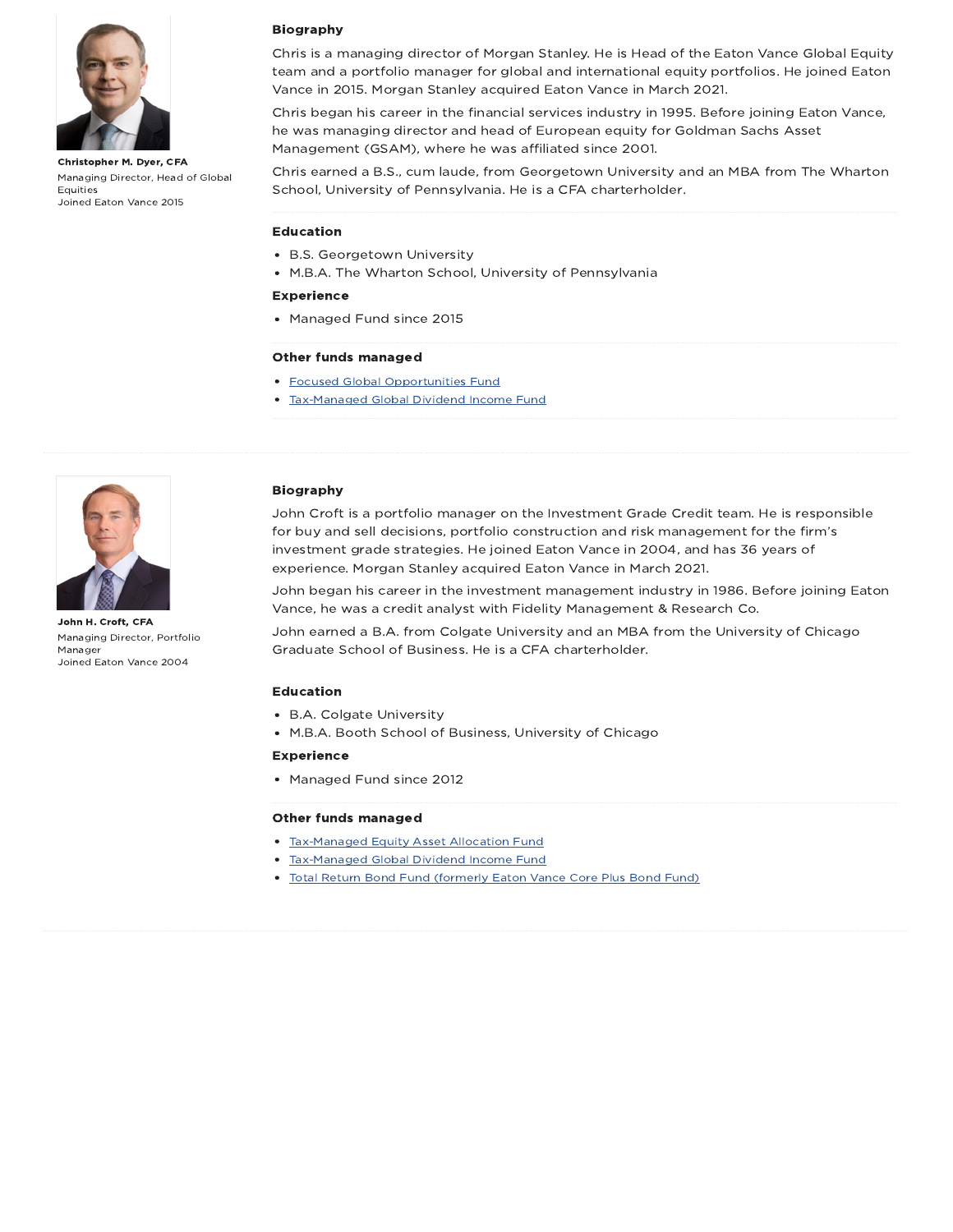**Christopher M. Dyer, CFA**
Managing Director, Head of Global Equities
Joined Eaton Vance 2015

### Biography

Chris is a managing director of Morgan Stanley. He is Head of the Eaton Vance Global Equity team and a portfolio manager for global and international equity portfolios. He joined Eaton Vance in 2015. Morgan Stanley acquired Eaton Vance in March 2021.

Chris began his career in the financial services industry in 1995. Before joining Eaton Vance, he was managing director and head of European equity for Goldman Sachs Asset Management (GSAM), where he was affiliated since 2001.

Chris earned a B.S., cum laude, from Georgetown University and an MBA from The Wharton School, University of Pennsylvania. He is a CFA charterholder.

### Education

- B.S. Georgetown University
- M.B.A. The Wharton School, University of Pennsylvania

### Experience

- Managed Fund since 2015

### Other funds managed

- Focused Global Opportunities Fund
- Tax-Managed Global Dividend Income Fund

---

**John H. Croft, CFA**
Managing Director, Portfolio Manager
Joined Eaton Vance 2004

### Biography

John Croft is a portfolio manager on the Investment Grade Credit team. He is responsible for buy and sell decisions, portfolio construction and risk management for the firm's investment grade strategies. He joined Eaton Vance in 2004, and has 36 years of experience. Morgan Stanley acquired Eaton Vance in March 2021.

John began his career in the investment management industry in 1986. Before joining Eaton Vance, he was a credit analyst with Fidelity Management & Research Co.

John earned a B.A. from Colgate University and an MBA from the University of Chicago Graduate School of Business. He is a CFA charterholder.

### Education

- B.A. Colgate University
- M.B.A. Booth School of Business, University of Chicago

### Experience

- Managed Fund since 2012

### Other funds managed

- Tax-Managed Equity Asset Allocation Fund
- Tax-Managed Global Dividend Income Fund
- Total Return Bond Fund (formerly Eaton Vance Core Plus Bond Fund)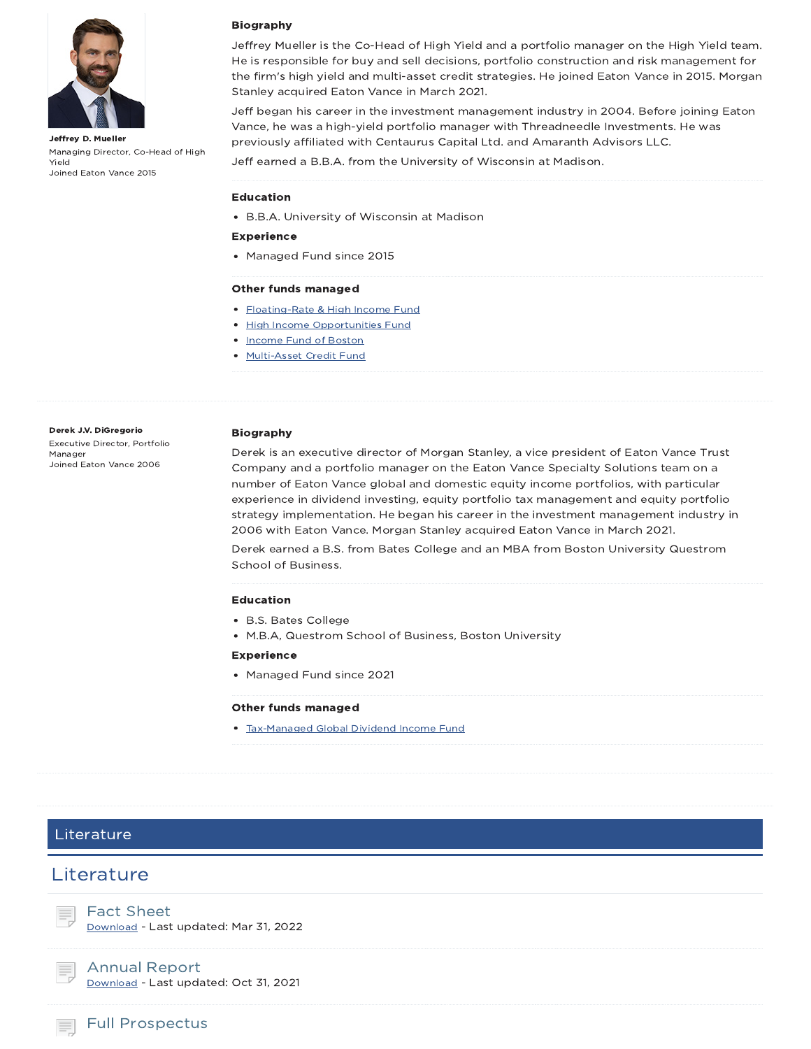**Jeffrey D. Mueller**

Managing Director, Co-Head of High Yield

Joined Eaton Vance 2015

### Biography

Jeffrey Mueller is the Co-Head of High Yield and a portfolio manager on the High Yield team. He is responsible for buy and sell decisions, portfolio construction and risk management for the firm's high yield and multi-asset credit strategies. He joined Eaton Vance in 2015. Morgan Stanley acquired Eaton Vance in March 2021.

Jeff began his career in the investment management industry in 2004. Before joining Eaton Vance, he was a high-yield portfolio manager with Threadneedle Investments. He was previously affiliated with Centaurus Capital Ltd. and Amaranth Advisors LLC.

Jeff earned a B.B.A. from the University of Wisconsin at Madison.

### Education

- B.B.A. University of Wisconsin at Madison

### Experience

- Managed Fund since 2015

### Other funds managed

- Floating-Rate & High Income Fund
- High Income Opportunities Fund
- Income Fund of Boston
- Multi-Asset Credit Fund

---

**Derek J.V. DiGregorio**

Executive Director, Portfolio Manager

Joined Eaton Vance 2006

### Biography

Derek is an executive director of Morgan Stanley, a vice president of Eaton Vance Trust Company and a portfolio manager on the Eaton Vance Specialty Solutions team on a number of Eaton Vance global and domestic equity income portfolios, with particular experience in dividend investing, equity portfolio tax management and equity portfolio strategy implementation. He began his career in the investment management industry in 2006 with Eaton Vance. Morgan Stanley acquired Eaton Vance in March 2021.

Derek earned a B.S. from Bates College and an MBA from Boston University Questrom School of Business.

### Education

- B.S. Bates College
- M.B.A, Questrom School of Business, Boston University

### Experience

- Managed Fund since 2021

### Other funds managed

- Tax-Managed Global Dividend Income Fund

---

## Literature

## Literature

### Fact Sheet

Download - Last updated: Mar 31, 2022

### Annual Report

Download - Last updated: Oct 31, 2021

### Full Prospectus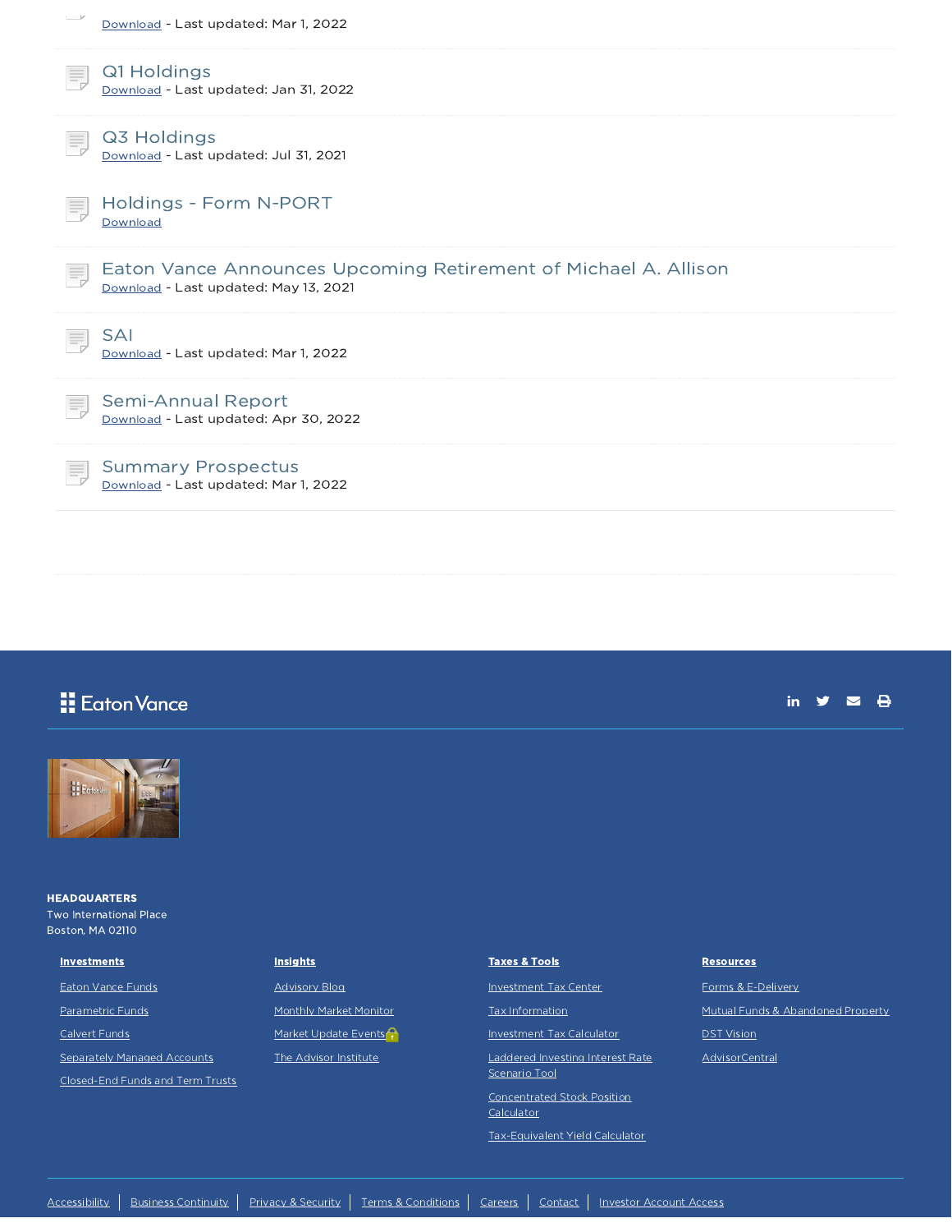Download - Last updated: Mar 1, 2022

### Q1 Holdings
Download - Last updated: Jan 31, 2022

### Q3 Holdings
Download - Last updated: Jul 31, 2021

### Holdings - Form N-PORT
Download

### Eaton Vance Announces Upcoming Retirement of Michael A. Allison
Download - Last updated: May 13, 2021

### SAI
Download - Last updated: Mar 1, 2022

### Semi-Annual Report
Download - Last updated: Apr 30, 2022

### Summary Prospectus
Download - Last updated: Mar 1, 2022

Eaton Vance

**HEADQUARTERS**
Two International Place
Boston, MA 02110

**Investments**
- Eaton Vance Funds
- Parametric Funds
- Calvert Funds
- Separately Managed Accounts
- Closed-End Funds and Term Trusts

**Insights**
- Advisory Blog
- Monthly Market Monitor
- Market Update Events
- The Advisor Institute

**Taxes & Tools**
- Investment Tax Center
- Tax Information
- Investment Tax Calculator
- Laddered Investing Interest Rate Scenario Tool
- Concentrated Stock Position Calculator
- Tax-Equivalent Yield Calculator

**Resources**
- Forms & E-Delivery
- Mutual Funds & Abandoned Property
- DST Vision
- AdvisorCentral

Accessibility | Business Continuity | Privacy & Security | Terms & Conditions | Careers | Contact | Investor Account Access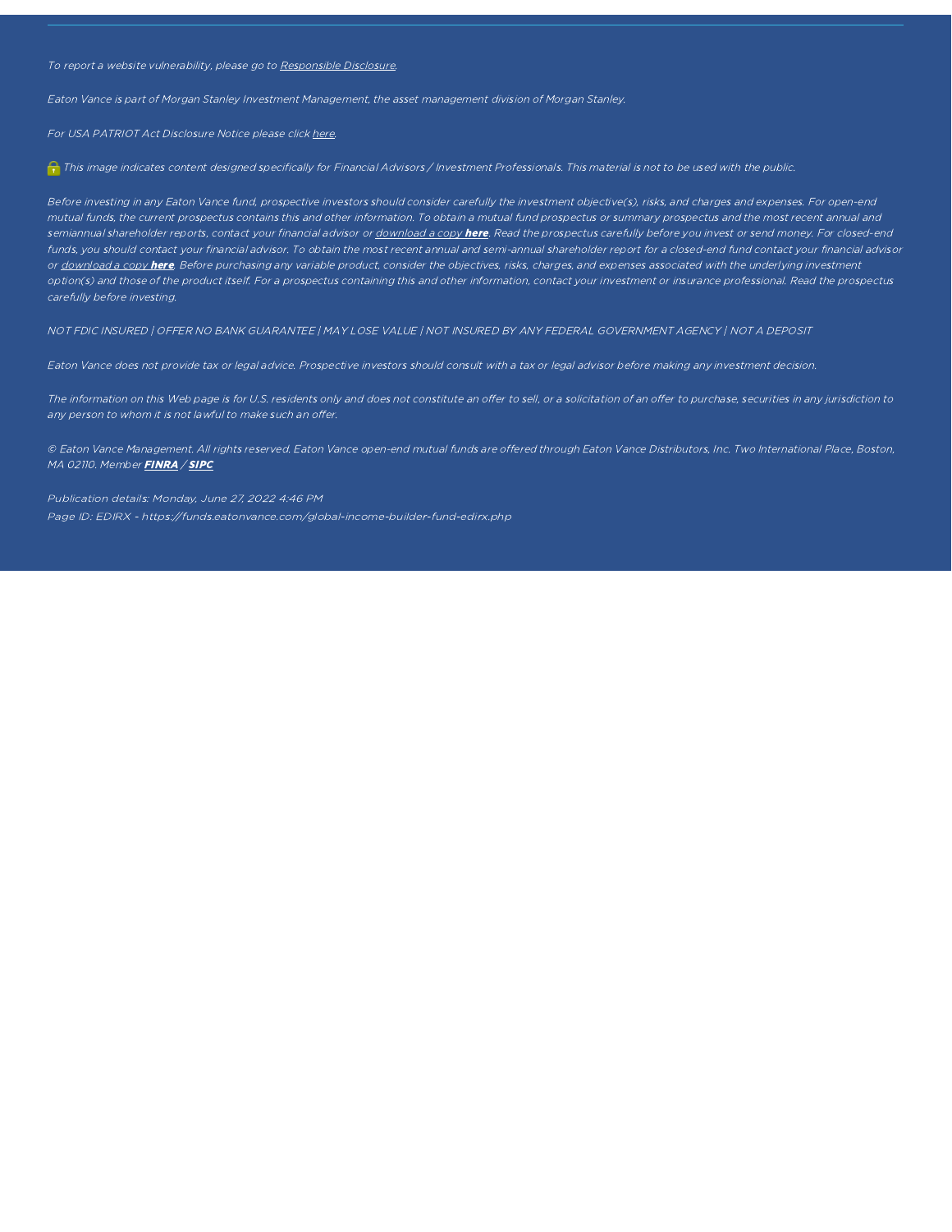*To report a website vulnerability, please go to Responsible Disclosure.*

*Eaton Vance is part of Morgan Stanley Investment Management, the asset management division of Morgan Stanley.*

*For USA PATRIOT Act Disclosure Notice please click here.*

*This image indicates content designed specifically for Financial Advisors / Investment Professionals. This material is not to be used with the public.*

*Before investing in any Eaton Vance fund, prospective investors should consider carefully the investment objective(s), risks, and charges and expenses. For open-end mutual funds, the current prospectus contains this and other information. To obtain a mutual fund prospectus or summary prospectus and the most recent annual and semiannual shareholder reports, contact your financial advisor or download a copy **here**. Read the prospectus carefully before you invest or send money. For closed-end funds, you should contact your financial advisor. To obtain the most recent annual and semi-annual shareholder report for a closed-end fund contact your financial advisor or download a copy **here**. Before purchasing any variable product, consider the objectives, risks, charges, and expenses associated with the underlying investment option(s) and those of the product itself. For a prospectus containing this and other information, contact your investment or insurance professional. Read the prospectus carefully before investing.*

*NOT FDIC INSURED | OFFER NO BANK GUARANTEE | MAY LOSE VALUE | NOT INSURED BY ANY FEDERAL GOVERNMENT AGENCY | NOT A DEPOSIT*

*Eaton Vance does not provide tax or legal advice. Prospective investors should consult with a tax or legal advisor before making any investment decision.*

*The information on this Web page is for U.S. residents only and does not constitute an offer to sell, or a solicitation of an offer to purchase, securities in any jurisdiction to any person to whom it is not lawful to make such an offer.*

*© Eaton Vance Management. All rights reserved. Eaton Vance open-end mutual funds are offered through Eaton Vance Distributors, Inc. Two International Place, Boston, MA 02110. Member **FINRA** / **SIPC***

*Publication details: Monday, June 27, 2022 4:46 PM*
*Page ID: EDIRX - https://funds.eatonvance.com/global-income-builder-fund-edirx.php*